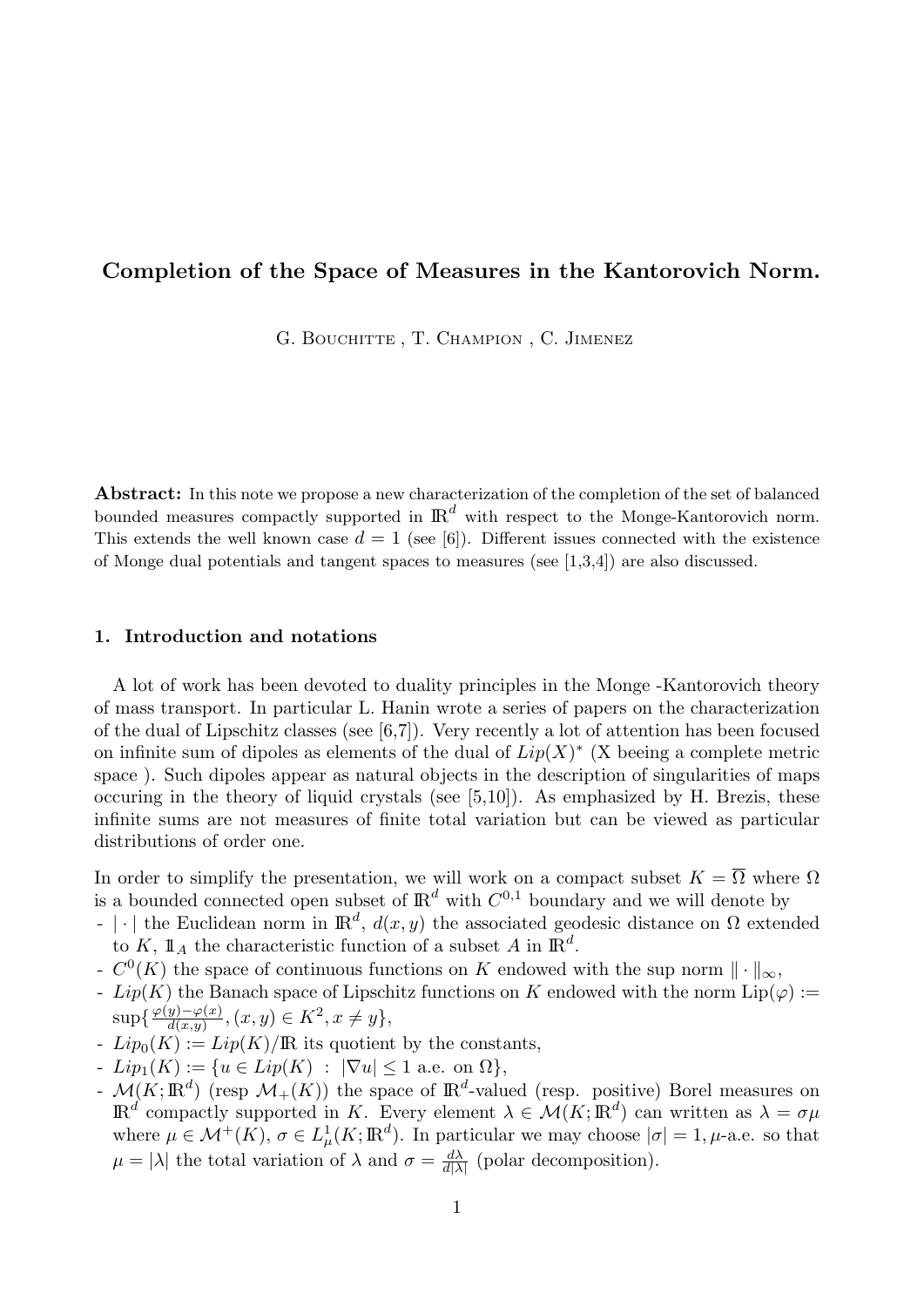# Completion of the Space of Measures in the Kantorovich Norm.

G. Bouchitte , T. Champion , C. Jimenez

**Abstract:** In this note we propose a new characterization of the completion of the set of balanced bounded measures compactly supported in $\mathbb{R}^d$ with respect to the Monge-Kantorovich norm. This extends the well known case $d = 1$ (see [6]). Different issues connected with the existence of Monge dual potentials and tangent spaces to measures (see [1,3,4]) are also discussed.

## 1. Introduction and notations

A lot of work has been devoted to duality principles in the Monge -Kantorovich theory of mass transport. In particular L. Hanin wrote a series of papers on the characterization of the dual of Lipschitz classes (see [6,7]). Very recently a lot of attention has been focused on infinite sum of dipoles as elements of the dual of $Lip(X)^*$ (X beeing a complete metric space ). Such dipoles appear as natural objects in the description of singularities of maps occuring in the theory of liquid crystals (see [5,10]). As emphasized by H. Brezis, these infinite sums are not measures of finite total variation but can be viewed as particular distributions of order one.

In order to simplify the presentation, we will work on a compact subset $K = \overline{\Omega}$ where $\Omega$ is a bounded connected open subset of $\mathbb{R}^d$ with $C^{0,1}$ boundary and we will denote by

- $|\cdot|$ the Euclidean norm in $\mathbb{R}^d$, $d(x, y)$ the associated geodesic distance on $\Omega$ extended to $K$, $\mathbb{1}_A$ the characteristic function of a subset $A$ in $\mathbb{R}^d$.
- $C^0(K)$ the space of continuous functions on $K$ endowed with the sup norm $\|\cdot\|_\infty$,
- $Lip(K)$ the Banach space of Lipschitz functions on $K$ endowed with the norm $\text{Lip}(\varphi) := \sup\{\frac{\varphi(y)-\varphi(x)}{d(x,y)}, (x, y) \in K^2, x \neq y\}$,
- $Lip_0(K) := Lip(K)/\mathbb{R}$ its quotient by the constants,
- $Lip_1(K) := \{u \in Lip(K) \ : \ |\nabla u| \leq 1 \text{ a.e. on } \Omega\}$,
- $\mathcal{M}(K; \mathbb{R}^d)$ (resp $\mathcal{M}_+(K)$) the space of $\mathbb{R}^d$-valued (resp. positive) Borel measures on $\mathbb{R}^d$ compactly supported in $K$. Every element $\lambda \in \mathcal{M}(K; \mathbb{R}^d)$ can written as $\lambda = \sigma\mu$ where $\mu \in \mathcal{M}^+(K)$, $\sigma \in L^1_\mu(K; \mathbb{R}^d)$. In particular we may choose $|\sigma| = 1, \mu$-a.e. so that $\mu = |\lambda|$ the total variation of $\lambda$ and $\sigma = \frac{d\lambda}{d|\lambda|}$ (polar decomposition).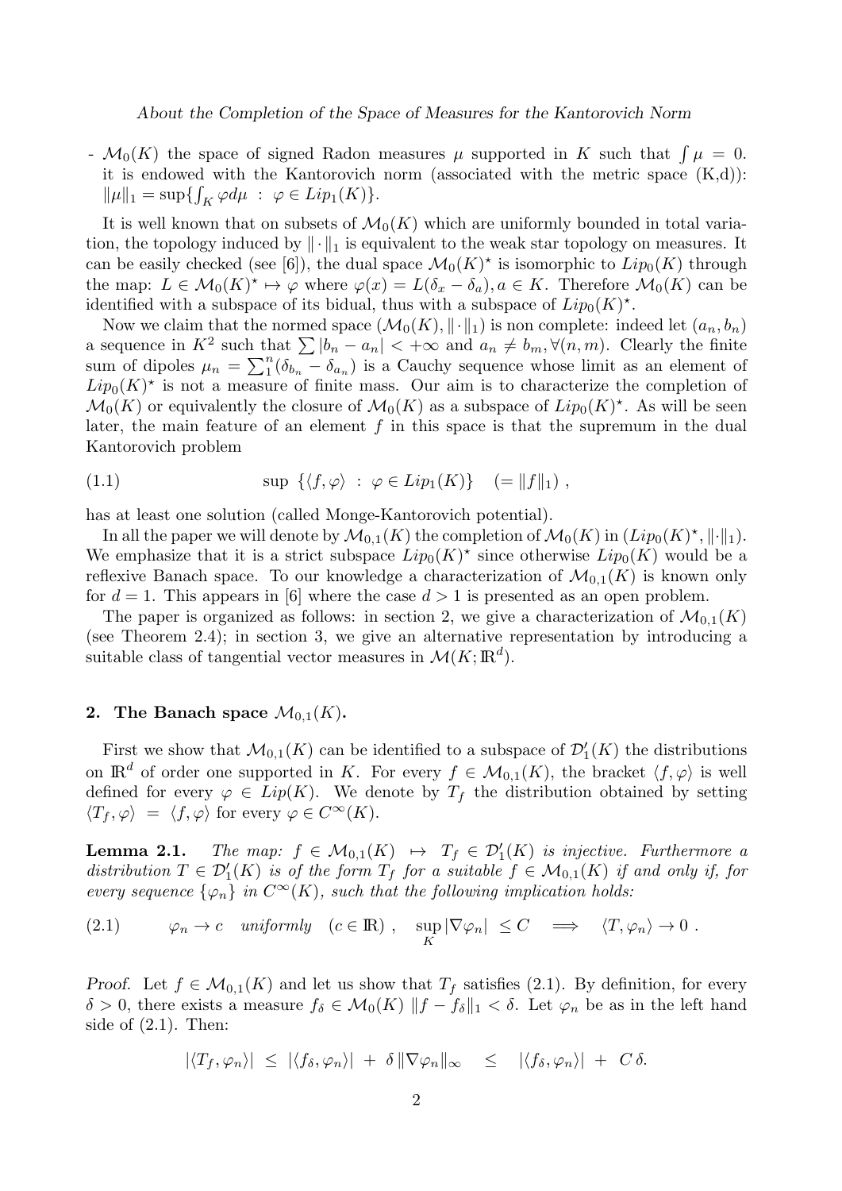- $\mathcal{M}_0(K)$ the space of signed Radon measures $\mu$ supported in $K$ such that $\int \mu = 0$. it is endowed with the Kantorovich norm (associated with the metric space (K,d)): $\|\mu\|_1 = \sup\{\int_K \varphi d\mu \ : \ \varphi \in Lip_1(K)\}$.

It is well known that on subsets of $\mathcal{M}_0(K)$ which are uniformly bounded in total variation, the topology induced by $\|\cdot\|_1$ is equivalent to the weak star topology on measures. It can be easily checked (see [6]), the dual space $\mathcal{M}_0(K)^\star$ is isomorphic to $Lip_0(K)$ through the map: $L \in \mathcal{M}_0(K)^\star \mapsto \varphi$ where $\varphi(x) = L(\delta_x - \delta_a), a \in K$. Therefore $\mathcal{M}_0(K)$ can be identified with a subspace of its bidual, thus with a subspace of $Lip_0(K)^\star$.

Now we claim that the normed space $(\mathcal{M}_0(K), \|\cdot\|_1)$ is non complete: indeed let $(a_n, b_n)$ a sequence in $K^2$ such that $\sum |b_n - a_n| < +\infty$ and $a_n \neq b_m, \forall (n,m)$. Clearly the finite sum of dipoles $\mu_n = \sum_1^n (\delta_{b_n} - \delta_{a_n})$ is a Cauchy sequence whose limit as an element of $Lip_0(K)^\star$ is not a measure of finite mass. Our aim is to characterize the completion of $\mathcal{M}_0(K)$ or equivalently the closure of $\mathcal{M}_0(K)$ as a subspace of $Lip_0(K)^\star$. As will be seen later, the main feature of an element $f$ in this space is that the supremum in the dual Kantorovich problem

$$\sup \ \{\langle f, \varphi\rangle \ : \ \varphi \in Lip_1(K)\} \quad (= \|f\|_1) \ , \tag{1.1}$$

has at least one solution (called Monge-Kantorovich potential).

In all the paper we will denote by $\mathcal{M}_{0,1}(K)$ the completion of $\mathcal{M}_0(K)$ in $(Lip_0(K)^\star, \|\cdot\|_1)$. We emphasize that it is a strict subspace $Lip_0(K)^\star$ since otherwise $Lip_0(K)$ would be a reflexive Banach space. To our knowledge a characterization of $\mathcal{M}_{0,1}(K)$ is known only for $d = 1$. This appears in [6] where the case $d > 1$ is presented as an open problem.

The paper is organized as follows: in section 2, we give a characterization of $\mathcal{M}_{0,1}(K)$ (see Theorem 2.4); in section 3, we give an alternative representation by introducing a suitable class of tangential vector measures in $\mathcal{M}(K; \mathbb{R}^d)$.

## 2. The Banach space $\mathcal{M}_{0,1}(K)$.

First we show that $\mathcal{M}_{0,1}(K)$ can be identified to a subspace of $\mathcal{D}'_1(K)$ the distributions on $\mathbb{R}^d$ of order one supported in $K$. For every $f \in \mathcal{M}_{0,1}(K)$, the bracket $\langle f, \varphi\rangle$ is well defined for every $\varphi \in Lip(K)$. We denote by $T_f$ the distribution obtained by setting $\langle T_f, \varphi\rangle = \langle f, \varphi\rangle$ for every $\varphi \in C^\infty(K)$.

**Lemma 2.1.** *The map: $f \in \mathcal{M}_{0,1}(K) \mapsto T_f \in \mathcal{D}'_1(K)$ is injective. Furthermore a distribution $T \in \mathcal{D}'_1(K)$ is of the form $T_f$ for a suitable $f \in \mathcal{M}_{0,1}(K)$ if and only if, for every sequence $\{\varphi_n\}$ in $C^\infty(K)$, such that the following implication holds:*

$$\varphi_n \to c \quad uniformly \quad (c \in \mathbb{R}) \ , \quad \sup_K |\nabla\varphi_n| \ \leq C \quad \Longrightarrow \quad \langle T, \varphi_n\rangle \to 0 \ . \tag{2.1}$$

*Proof.* Let $f \in \mathcal{M}_{0,1}(K)$ and let us show that $T_f$ satisfies (2.1). By definition, for every $\delta > 0$, there exists a measure $f_\delta \in \mathcal{M}_0(K)$ $\|f - f_\delta\|_1 < \delta$. Let $\varphi_n$ be as in the left hand side of (2.1). Then:

$$|\langle T_f, \varphi_n\rangle| \ \leq \ |\langle f_\delta, \varphi_n\rangle| \ + \ \delta \, \|\nabla\varphi_n\|_\infty \quad \leq \quad |\langle f_\delta, \varphi_n\rangle| \ + \ C \, \delta.$$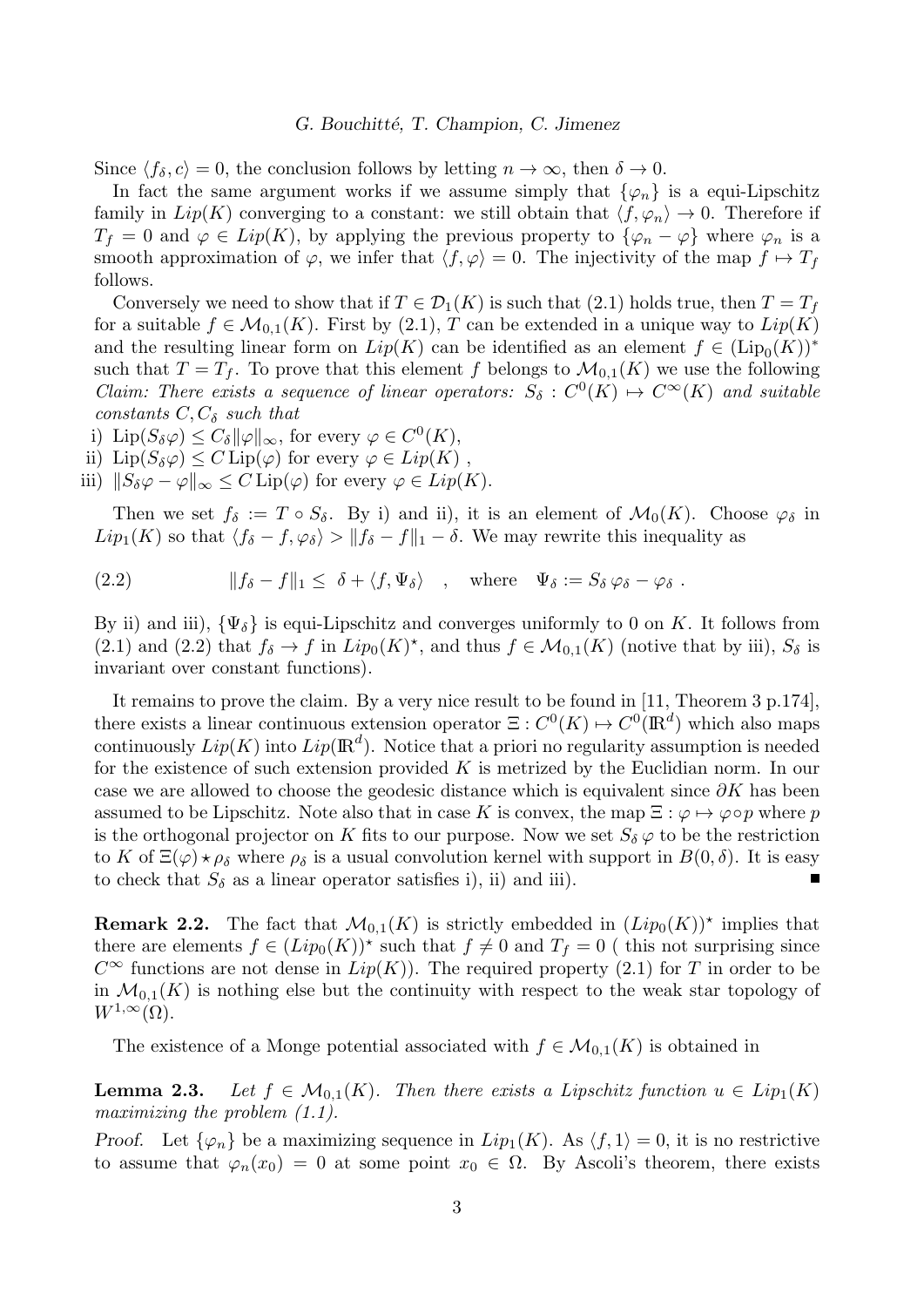Since $\langle f_\delta, c\rangle = 0$, the conclusion follows by letting $n \to \infty$, then $\delta \to 0$.

In fact the same argument works if we assume simply that $\{\varphi_n\}$ is a equi-Lipschitz family in $Lip(K)$ converging to a constant: we still obtain that $\langle f, \varphi_n\rangle \to 0$. Therefore if $T_f = 0$ and $\varphi \in Lip(K)$, by applying the previous property to $\{\varphi_n - \varphi\}$ where $\varphi_n$ is a smooth approximation of $\varphi$, we infer that $\langle f, \varphi\rangle = 0$. The injectivity of the map $f \mapsto T_f$ follows.

Conversely we need to show that if $T \in \mathcal{D}_1(K)$ is such that (2.1) holds true, then $T = T_f$ for a suitable $f \in \mathcal{M}_{0,1}(K)$. First by (2.1), $T$ can be extended in a unique way to $Lip(K)$ and the resulting linear form on $Lip(K)$ can be identified as an element $f \in (\mathrm{Lip}_0(K))^*$ such that $T = T_f$. To prove that this element $f$ belongs to $\mathcal{M}_{0,1}(K)$ we use the following *Claim: There exists a sequence of linear operators: $S_\delta : C^0(K) \mapsto C^\infty(K)$ and suitable constants $C, C_\delta$ such that*

i) $\mathrm{Lip}(S_\delta\varphi) \leq C_\delta \|\varphi\|_\infty$, for every $\varphi \in C^0(K)$,
ii) $\mathrm{Lip}(S_\delta\varphi) \leq C\,\mathrm{Lip}(\varphi)$ for every $\varphi \in Lip(K)$ ,
iii) $\|S_\delta\varphi - \varphi\|_\infty \leq C\,\mathrm{Lip}(\varphi)$ for every $\varphi \in Lip(K)$.

Then we set $f_\delta := T \circ S_\delta$. By i) and ii), it is an element of $\mathcal{M}_0(K)$. Choose $\varphi_\delta$ in $Lip_1(K)$ so that $\langle f_\delta - f, \varphi_\delta\rangle > \|f_\delta - f\|_1 - \delta$. We may rewrite this inequality as

$$\|f_\delta - f\|_1 \leq \ \delta + \langle f, \Psi_\delta\rangle \quad , \quad \text{where} \quad \Psi_\delta := S_\delta\,\varphi_\delta - \varphi_\delta \ . \tag{2.2}$$

By ii) and iii), $\{\Psi_\delta\}$ is equi-Lipschitz and converges uniformly to 0 on $K$. It follows from (2.1) and (2.2) that $f_\delta \to f$ in $Lip_0(K)^\star$, and thus $f \in \mathcal{M}_{0,1}(K)$ (notive that by iii), $S_\delta$ is invariant over constant functions).

It remains to prove the claim. By a very nice result to be found in [11, Theorem 3 p.174], there exists a linear continuous extension operator $\Xi : C^0(K) \mapsto C^0(\mathbb{R}^d)$ which also maps continuously $Lip(K)$ into $Lip(\mathbb{R}^d)$. Notice that a priori no regularity assumption is needed for the existence of such extension provided $K$ is metrized by the Euclidian norm. In our case we are allowed to choose the geodesic distance which is equivalent since $\partial K$ has been assumed to be Lipschitz. Note also that in case $K$ is convex, the map $\Xi : \varphi \mapsto \varphi\circ p$ where $p$ is the orthogonal projector on $K$ fits to our purpose. Now we set $S_\delta\,\varphi$ to be the restriction to $K$ of $\Xi(\varphi) \star \rho_\delta$ where $\rho_\delta$ is a usual convolution kernel with support in $B(0, \delta)$. It is easy to check that $S_\delta$ as a linear operator satisfies i), ii) and iii). ∎

**Remark 2.2.** The fact that $\mathcal{M}_{0,1}(K)$ is strictly embedded in $(Lip_0(K))^\star$ implies that there are elements $f \in (Lip_0(K))^\star$ such that $f \neq 0$ and $T_f = 0$ ( this not surprising since $C^\infty$ functions are not dense in $Lip(K)$). The required property (2.1) for $T$ in order to be in $\mathcal{M}_{0,1}(K)$ is nothing else but the continuity with respect to the weak star topology of $W^{1,\infty}(\Omega)$.

The existence of a Monge potential associated with $f \in \mathcal{M}_{0,1}(K)$ is obtained in

**Lemma 2.3.** *Let $f \in \mathcal{M}_{0,1}(K)$. Then there exists a Lipschitz function $u \in Lip_1(K)$ maximizing the problem (1.1).*

*Proof.* Let $\{\varphi_n\}$ be a maximizing sequence in $Lip_1(K)$. As $\langle f, 1\rangle = 0$, it is no restrictive to assume that $\varphi_n(x_0) = 0$ at some point $x_0 \in \Omega$. By Ascoli's theorem, there exists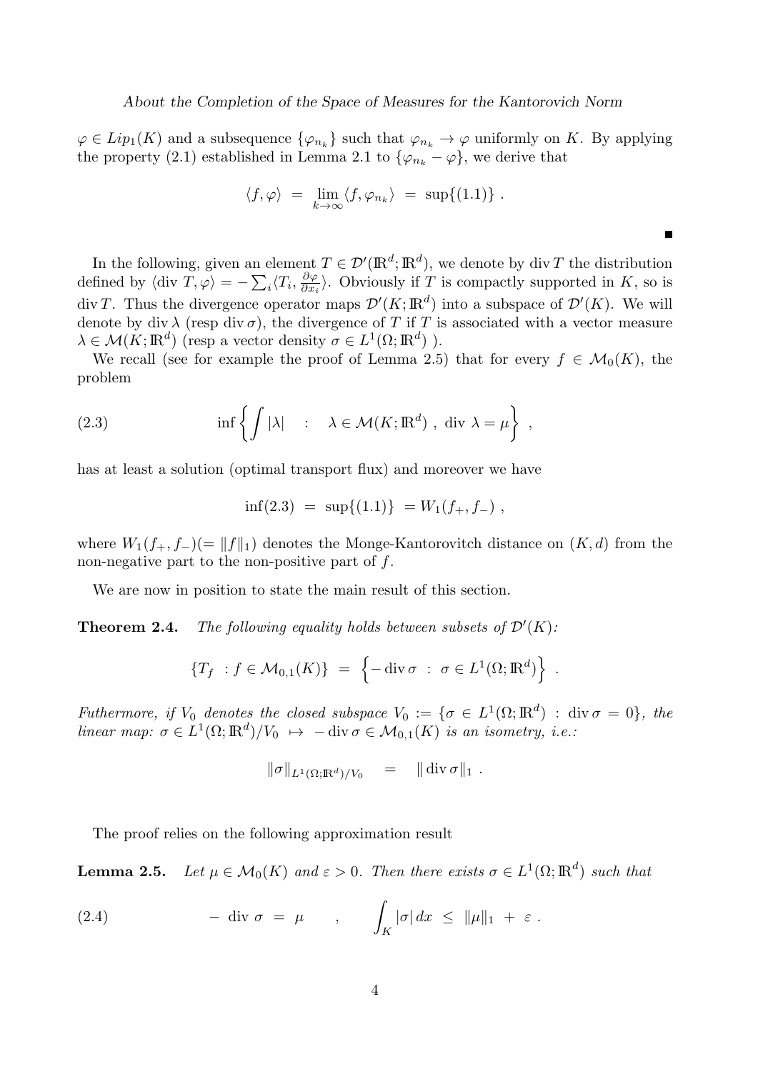$\varphi \in Lip_1(K)$ and a subsequence $\{\varphi_{n_k}\}$ such that $\varphi_{n_k} \to \varphi$ uniformly on $K$. By applying the property (2.1) established in Lemma 2.1 to $\{\varphi_{n_k} - \varphi\}$, we derive that

$$\langle f, \varphi \rangle \ = \ \lim_{k\to\infty} \langle f, \varphi_{n_k} \rangle \ = \ \sup\{(1.1)\} \ .$$

∎

In the following, given an element $T \in \mathcal{D}'(\mathbb{R}^d; \mathbb{R}^d)$, we denote by $\operatorname{div} T$ the distribution defined by $\langle \operatorname{div} T, \varphi \rangle = -\sum_i \langle T_i, \frac{\partial \varphi}{\partial x_i} \rangle$. Obviously if $T$ is compactly supported in $K$, so is $\operatorname{div} T$. Thus the divergence operator maps $\mathcal{D}'(K; \mathbb{R}^d)$ into a subspace of $\mathcal{D}'(K)$. We will denote by $\operatorname{div} \lambda$ (resp $\operatorname{div} \sigma$), the divergence of $T$ if $T$ is associated with a vector measure $\lambda \in \mathcal{M}(K; \mathbb{R}^d)$ (resp a vector density $\sigma \in L^1(\Omega; \mathbb{R}^d)$ ).

We recall (see for example the proof of Lemma 2.5) that for every $f \in \mathcal{M}_0(K)$, the problem

$$\inf \left\{ \int |\lambda| \quad : \quad \lambda \in \mathcal{M}(K; \mathbb{R}^d) \ , \ \operatorname{div} \lambda = \mu \right\} \ , \tag{2.3}$$

has at least a solution (optimal transport flux) and moreover we have

$$\inf(2.3) \ = \ \sup\{(1.1)\} \ = W_1(f_+, f_-) \ ,$$

where $W_1(f_+, f_-)(= \|f\|_1)$ denotes the Monge-Kantorovitch distance on $(K, d)$ from the non-negative part to the non-positive part of $f$.

We are now in position to state the main result of this section.

**Theorem 2.4.** *The following equality holds between subsets of $\mathcal{D}'(K)$:*

$$\{T_f \ : f \in \mathcal{M}_{0,1}(K)\} \ = \ \left\{ -\operatorname{div} \sigma \ : \ \sigma \in L^1(\Omega; \mathbb{R}^d) \right\} \ .$$

*Futhermore, if $V_0$ denotes the closed subspace $V_0 := \{\sigma \in L^1(\Omega; \mathbb{R}^d) \ : \ \operatorname{div} \sigma = 0\}$, the linear map: $\sigma \in L^1(\Omega; \mathbb{R}^d)/V_0 \ \mapsto \ -\operatorname{div} \sigma \in \mathcal{M}_{0,1}(K)$ is an isometry, i.e.:*

$$\|\sigma\|_{L^1(\Omega;\mathbb{R}^d)/V_0} \quad = \quad \|\operatorname{div} \sigma\|_1 \ .$$

The proof relies on the following approximation result

**Lemma 2.5.** *Let $\mu \in \mathcal{M}_0(K)$ and $\varepsilon > 0$. Then there exists $\sigma \in L^1(\Omega; \mathbb{R}^d)$ such that*

$$- \ \operatorname{div} \sigma \ = \ \mu \qquad , \qquad \int_K |\sigma| \, dx \ \leq \ \|\mu\|_1 \ + \ \varepsilon \ . \tag{2.4}$$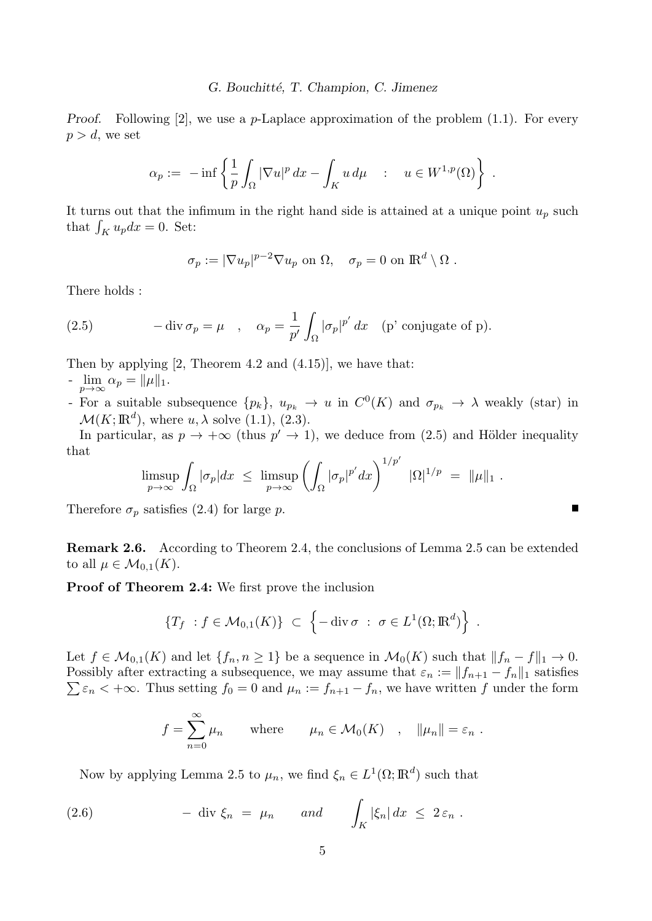*Proof.* Following [2], we use a $p$-Laplace approximation of the problem (1.1). For every $p > d$, we set

$$\alpha_p := -\inf \left\{ \frac{1}{p} \int_\Omega |\nabla u|^p \, dx - \int_K u \, d\mu \quad : \quad u \in W^{1,p}(\Omega) \right\} .$$

It turns out that the infimum in the right hand side is attained at a unique point $u_p$ such that $\int_K u_p dx = 0$. Set:

$$\sigma_p := |\nabla u_p|^{p-2} \nabla u_p \text{ on } \Omega, \quad \sigma_p = 0 \text{ on } \mathbb{R}^d \setminus \Omega .$$

There holds :

$$-\operatorname{div} \sigma_p = \mu \quad , \quad \alpha_p = \frac{1}{p'} \int_\Omega |\sigma_p|^{p'} \, dx \quad \text{(p' conjugate of p).} \tag{2.5}$$

Then by applying [2, Theorem 4.2 and (4.15)], we have that:

- $\lim_{p \to \infty} \alpha_p = \|\mu\|_1$.
- For a suitable subsequence $\{p_k\}$, $u_{p_k} \to u$ in $C^0(K)$ and $\sigma_{p_k} \to \lambda$ weakly (star) in $\mathcal{M}(K; \mathbb{R}^d)$, where $u, \lambda$ solve (1.1), (2.3).

In particular, as $p \to +\infty$ (thus $p' \to 1$), we deduce from (2.5) and Hölder inequality that

$$\limsup_{p \to \infty} \int_\Omega |\sigma_p| dx \ \leq \ \limsup_{p \to \infty} \left( \int_\Omega |\sigma_p|^{p'} dx \right)^{1/p'} \ |\Omega|^{1/p} \ = \ \|\mu\|_1 .$$

Therefore $\sigma_p$ satisfies (2.4) for large $p$. ■

**Remark 2.6.** According to Theorem 2.4, the conclusions of Lemma 2.5 can be extended to all $\mu \in \mathcal{M}_{0,1}(K)$.

**Proof of Theorem 2.4:** We first prove the inclusion

$$\{T_f \ : f \in \mathcal{M}_{0,1}(K)\} \ \subset \ \left\{ -\operatorname{div} \sigma \ : \ \sigma \in L^1(\Omega; \mathbb{R}^d) \right\} .$$

Let $f \in \mathcal{M}_{0,1}(K)$ and let $\{f_n, n \geq 1\}$ be a sequence in $\mathcal{M}_0(K)$ such that $\|f_n - f\|_1 \to 0$. Possibly after extracting a subsequence, we may assume that $\varepsilon_n := \|f_{n+1} - f_n\|_1$ satisfies $\sum \varepsilon_n < +\infty$. Thus setting $f_0 = 0$ and $\mu_n := f_{n+1} - f_n$, we have written $f$ under the form

$$f = \sum_{n=0}^{\infty} \mu_n \qquad \text{where} \qquad \mu_n \in \mathcal{M}_0(K) \quad , \quad \|\mu_n\| = \varepsilon_n .$$

Now by applying Lemma 2.5 to $\mu_n$, we find $\xi_n \in L^1(\Omega; \mathbb{R}^d)$ such that

$$- \ \operatorname{div} \, \xi_n \ = \ \mu_n \qquad \textit{and} \qquad \int_K |\xi_n| \, dx \ \leq \ 2 \, \varepsilon_n . \tag{2.6}$$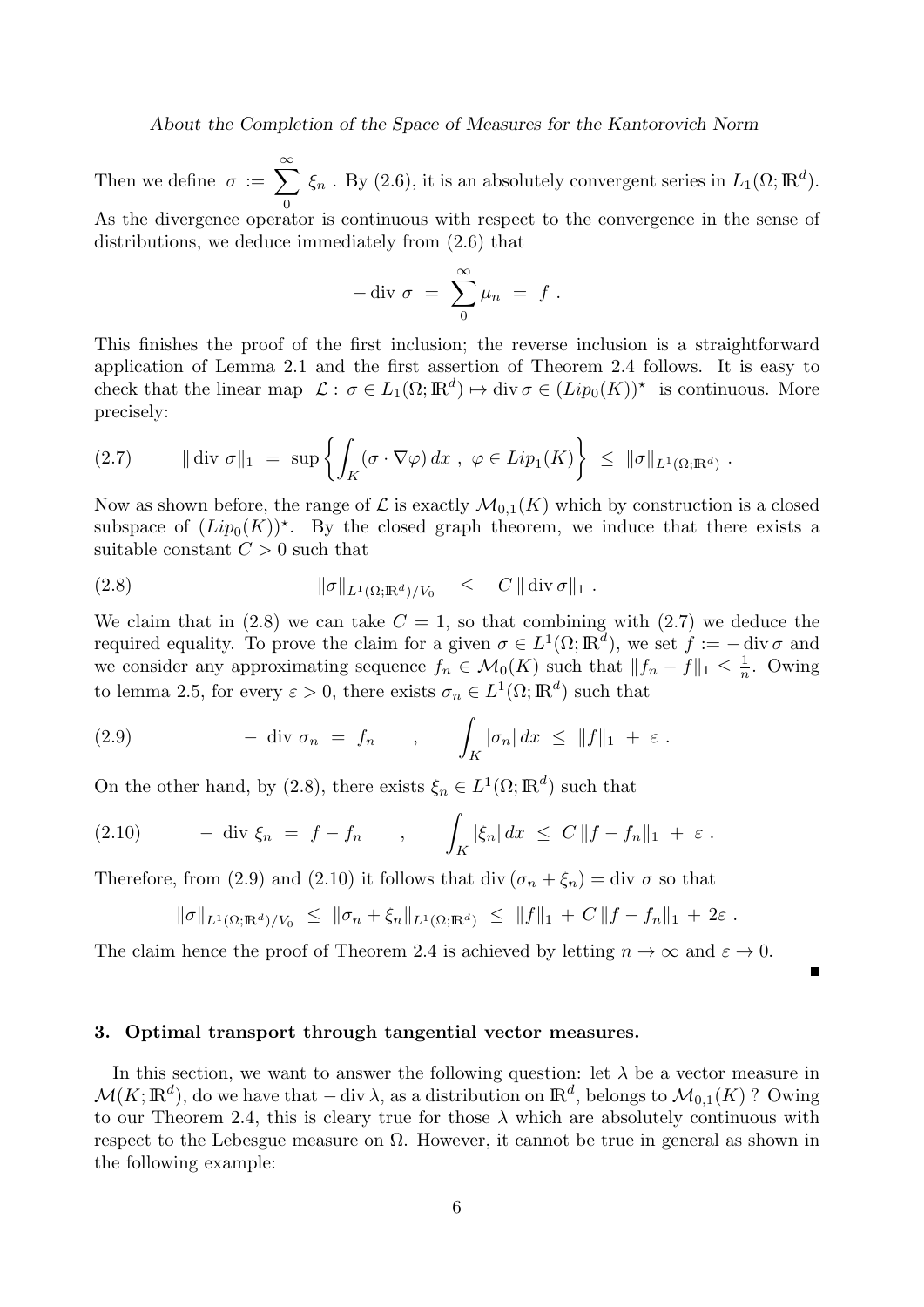Then we define $\sigma := \sum_0^\infty \xi_n$ . By (2.6), it is an absolutely convergent series in $L_1(\Omega; \mathbb{R}^d)$. As the divergence operator is continuous with respect to the convergence in the sense of distributions, we deduce immediately from (2.6) that

$$- \operatorname{div} \sigma = \sum_0^\infty \mu_n = f .$$

This finishes the proof of the first inclusion; the reverse inclusion is a straightforward application of Lemma 2.1 and the first assertion of Theorem 2.4 follows. It is easy to check that the linear map $\mathcal{L} : \sigma \in L_1(\Omega; \mathbb{R}^d) \mapsto \operatorname{div} \sigma \in (Lip_0(K))^\star$ is continuous. More precisely:

$$\| \operatorname{div} \sigma\|_1 = \sup \left\{ \int_K (\sigma \cdot \nabla \varphi) \, dx \, , \, \varphi \in Lip_1(K) \right\} \leq \|\sigma\|_{L^1(\Omega;\mathbb{R}^d)} . \tag{2.7}$$

Now as shown before, the range of $\mathcal{L}$ is exactly $\mathcal{M}_{0,1}(K)$ which by construction is a closed subspace of $(Lip_0(K))^\star$. By the closed graph theorem, we induce that there exists a suitable constant $C > 0$ such that

$$\|\sigma\|_{L^1(\Omega;\mathbb{R}^d)/V_0} \leq C \, \| \operatorname{div} \sigma\|_1 . \tag{2.8}$$

We claim that in (2.8) we can take $C = 1$, so that combining with (2.7) we deduce the required equality. To prove the claim for a given $\sigma \in L^1(\Omega; \mathbb{R}^d)$, we set $f := - \operatorname{div} \sigma$ and we consider any approximating sequence $f_n \in \mathcal{M}_0(K)$ such that $\|f_n - f\|_1 \leq \frac{1}{n}$. Owing to lemma 2.5, for every $\varepsilon > 0$, there exists $\sigma_n \in L^1(\Omega; \mathbb{R}^d)$ such that

$$- \operatorname{div} \sigma_n = f_n \quad , \quad \int_K |\sigma_n| \, dx \leq \|f\|_1 + \varepsilon . \tag{2.9}$$

On the other hand, by (2.8), there exists $\xi_n \in L^1(\Omega; \mathbb{R}^d)$ such that

$$- \operatorname{div} \xi_n = f - f_n \quad , \quad \int_K |\xi_n| \, dx \leq C \, \|f - f_n\|_1 + \varepsilon . \tag{2.10}$$

Therefore, from (2.9) and (2.10) it follows that $\operatorname{div} (\sigma_n + \xi_n) = \operatorname{div} \sigma$ so that

$$\|\sigma\|_{L^1(\Omega;\mathbb{R}^d)/V_0} \leq \|\sigma_n + \xi_n\|_{L^1(\Omega;\mathbb{R}^d)} \leq \|f\|_1 + C \, \|f - f_n\|_1 + 2\varepsilon .$$

The claim hence the proof of Theorem 2.4 is achieved by letting $n \to \infty$ and $\varepsilon \to 0$. ∎

## 3. Optimal transport through tangential vector measures.

In this section, we want to answer the following question: let $\lambda$ be a vector measure in $\mathcal{M}(K; \mathbb{R}^d)$, do we have that $- \operatorname{div} \lambda$, as a distribution on $\mathbb{R}^d$, belongs to $\mathcal{M}_{0,1}(K)$ ? Owing to our Theorem 2.4, this is cleary true for those $\lambda$ which are absolutely continuous with respect to the Lebesgue measure on $\Omega$. However, it cannot be true in general as shown in the following example: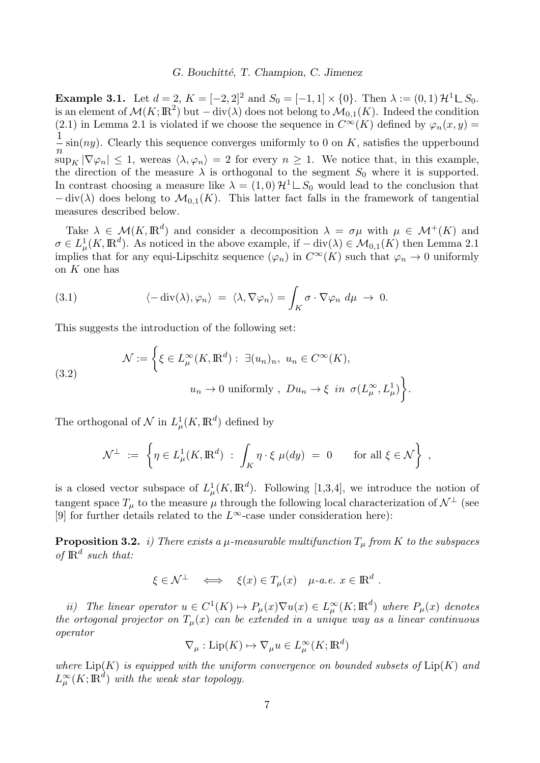**Example 3.1.** Let $d = 2$, $K = [-2, 2]^2$ and $S_0 = [-1, 1] \times \{0\}$. Then $\lambda := (0, 1)\, \mathcal{H}^1 \llcorner S_0$. is an element of $\mathcal{M}(K; \mathbb{R}^2)$ but $-\operatorname{div}(\lambda)$ does not belong to $\mathcal{M}_{0,1}(K)$. Indeed the condition (2.1) in Lemma 2.1 is violated if we choose the sequence in $C^\infty(K)$ defined by $\varphi_n(x, y) = \dfrac{1}{n} \sin(ny)$. Clearly this sequence converges uniformly to 0 on $K$, satisfies the upperbound $\sup_K |\nabla \varphi_n| \leq 1$, wereas $\langle \lambda, \varphi_n \rangle = 2$ for every $n \geq 1$. We notice that, in this example, the direction of the measure $\lambda$ is orthogonal to the segment $S_0$ where it is supported. In contrast choosing a measure like $\lambda = (1, 0)\, \mathcal{H}^1 \llcorner S_0$ would lead to the conclusion that $-\operatorname{div}(\lambda)$ does belong to $\mathcal{M}_{0,1}(K)$. This latter fact falls in the framework of tangential measures described below.

Take $\lambda \in \mathcal{M}(K, \mathbb{R}^d)$ and consider a decomposition $\lambda = \sigma \mu$ with $\mu \in \mathcal{M}^+(K)$ and $\sigma \in L^1_\mu(K, \mathbb{R}^d)$. As noticed in the above example, if $-\operatorname{div}(\lambda) \in \mathcal{M}_{0,1}(K)$ then Lemma 2.1 implies that for any equi-Lipschitz sequence $(\varphi_n)$ in $C^\infty(K)$ such that $\varphi_n \to 0$ uniformly on $K$ one has

$$\langle -\operatorname{div}(\lambda), \varphi_n \rangle \;=\; \langle \lambda, \nabla \varphi_n \rangle = \int_K \sigma \cdot \nabla \varphi_n \; d\mu \;\to\; 0. \tag{3.1}$$

This suggests the introduction of the following set:

$$\mathcal{N} := \Big\{ \xi \in L^\infty_\mu(K, \mathbb{R}^d) : \; \exists (u_n)_n, \; u_n \in C^\infty(K), \\ u_n \to 0 \text{ uniformly }, \; Du_n \to \xi \;\; in \;\; \sigma(L^\infty_\mu, L^1_\mu) \Big\}. \tag{3.2}$$

The orthogonal of $\mathcal{N}$ in $L^1_\mu(K, \mathbb{R}^d)$ defined by

$$\mathcal{N}^\perp \; := \; \left\{ \eta \in L^1_\mu(K, \mathbb{R}^d) \; : \; \int_K \eta \cdot \xi \; \mu(dy) \; = \; 0 \qquad \text{for all } \xi \in \mathcal{N} \right\} \; ,$$

is a closed vector subspace of $L^1_\mu(K, \mathbb{R}^d)$. Following [1,3,4], we introduce the notion of tangent space $T_\mu$ to the measure $\mu$ through the following local characterization of $\mathcal{N}^\perp$ (see [9] for further details related to the $L^\infty$-case under consideration here):

**Proposition 3.2.** *i) There exists a $\mu$-measurable multifunction $T_\mu$ from $K$ to the subspaces of $\mathbb{R}^d$ such that:*

$$\xi \in \mathcal{N}^\perp \quad \Longleftrightarrow \quad \xi(x) \in T_\mu(x) \quad \mu\text{-a.e. } x \in \mathbb{R}^d \; .$$

*ii) The linear operator $u \in C^1(K) \mapsto P_\mu(x) \nabla u(x) \in L^\infty_\mu(K; \mathbb{R}^d)$ where $P_\mu(x)$ denotes the ortogonal projector on $T_\mu(x)$ can be extended in a unique way as a linear continuous operator*

$$\nabla_\mu : \operatorname{Lip}(K) \mapsto \nabla_\mu u \in L^\infty_\mu(K; \mathbb{R}^d)$$

*where $\operatorname{Lip}(K)$ is equipped with the uniform convergence on bounded subsets of $\operatorname{Lip}(K)$ and $L^\infty_\mu(K; \mathbb{R}^d)$ with the weak star topology.*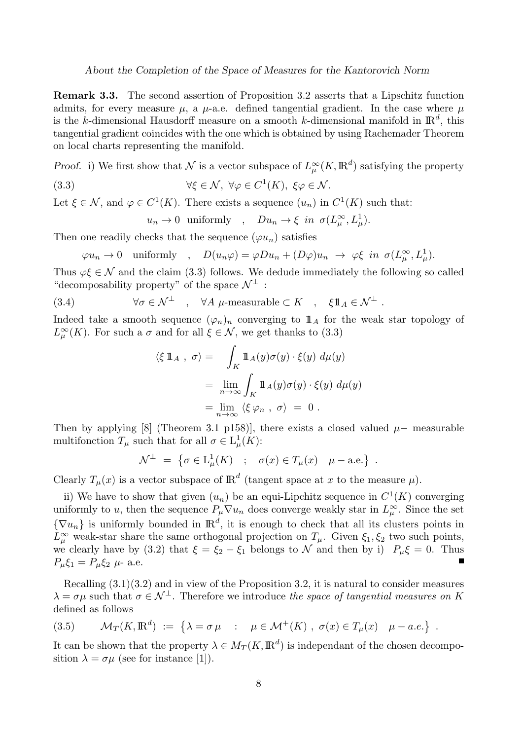**Remark 3.3.** The second assertion of Proposition 3.2 asserts that a Lipschitz function admits, for every measure $\mu$, a $\mu$-a.e. defined tangential gradient. In the case where $\mu$ is the $k$-dimensional Hausdorff measure on a smooth $k$-dimensional manifold in $\mathbb{R}^d$, this tangential gradient coincides with the one which is obtained by using Rachemader Theorem on local charts representing the manifold.

*Proof.* i) We first show that $\mathcal{N}$ is a vector subspace of $L^\infty_\mu(K,\mathbb{R}^d)$ satisfying the property

$$\forall \xi \in \mathcal{N},\ \forall \varphi \in C^1(K),\ \xi\varphi \in \mathcal{N}. \tag{3.3}$$

Let $\xi \in \mathcal{N}$, and $\varphi \in C^1(K)$. There exists a sequence $(u_n)$ in $C^1(K)$ such that:

$$u_n \to 0 \ \text{ uniformly } \quad , \quad Du_n \to \xi \ \ in \ \ \sigma(L^\infty_\mu, L^1_\mu).$$

Then one readily checks that the sequence $(\varphi u_n)$ satisfies

$$\varphi u_n \to 0 \quad \text{uniformly} \quad , \quad D(u_n\varphi) = \varphi D u_n + (D\varphi)u_n \ \to \ \varphi\xi \ \ in \ \ \sigma(L^\infty_\mu, L^1_\mu).$$

Thus $\varphi\xi \in \mathcal{N}$ and the claim (3.3) follows. We deduce immediately the following so called "decomposability property" of the space $\mathcal{N}^\perp$ :

$$\forall \sigma \in \mathcal{N}^\perp \quad , \quad \forall A \ \mu\text{-measurable} \subset K \quad , \quad \xi 1\!\!1_A \in \mathcal{N}^\perp \ . \tag{3.4}$$

Indeed take a smooth sequence $(\varphi_n)_n$ converging to $1\!\!1_A$ for the weak star topology of $L^\infty_\mu(K)$. For such a $\sigma$ and for all $\xi \in \mathcal{N}$, we get thanks to (3.3)

$$\begin{aligned}
\langle \xi\, 1\!\!1_A \ , \ \sigma \rangle = & \quad \int_K 1\!\!1_A(y)\sigma(y)\cdot\xi(y)\ d\mu(y) \\
&= \lim_{n\to\infty} \int_K 1\!\!1_A(y)\sigma(y)\cdot\xi(y)\ d\mu(y) \\
&= \lim_{n\to\infty} \langle \xi\,\varphi_n \ , \ \sigma \rangle \ = \ 0 \ .
\end{aligned}$$

Then by applying [8] (Theorem 3.1 p158)], there exists a closed valued $\mu-$ measurable multifonction $T_\mu$ such that for all $\sigma \in \mathrm{L}^1_\mu(K)$:

$$\mathcal{N}^\perp \ = \ \left\{ \sigma \in \mathrm{L}^1_\mu(K) \quad ; \quad \sigma(x) \in T_\mu(x) \quad \mu-\text{a.e.} \right\} \ .$$

Clearly $T_\mu(x)$ is a vector subspace of $\mathbb{R}^d$ (tangent space at $x$ to the measure $\mu$).

ii) We have to show that given $(u_n)$ be an equi-Lipchitz sequence in $C^1(K)$ converging uniformly to $u$, then the sequence $P_\mu \nabla u_n$ does converge weakly star in $L^\infty_\mu$. Since the set $\{\nabla u_n\}$ is uniformly bounded in $\mathbb{R}^d$, it is enough to check that all its clusters points in $L^\infty_\mu$ weak-star share the same orthogonal projection on $T_\mu$. Given $\xi_1, \xi_2$ two such points, we clearly have by (3.2) that $\xi = \xi_2 - \xi_1$ belongs to $\mathcal{N}$ and then by i) $P_\mu\xi = 0$. Thus $P_\mu\xi_1 = P_\mu\xi_2$ $\mu$- a.e. ∎

Recalling (3.1)(3.2) and in view of the Proposition 3.2, it is natural to consider measures $\lambda = \sigma\mu$ such that $\sigma \in \mathcal{N}^\perp$. Therefore we introduce *the space of tangential measures on* $K$ defined as follows

$$\mathcal{M}_T(K,\mathbb{R}^d) \ := \ \left\{ \lambda = \sigma\,\mu \quad : \quad \mu \in \mathcal{M}^+(K) \ , \ \sigma(x) \in T_\mu(x) \quad \mu-a.e. \right\} \ . \tag{3.5}$$

It can be shown that the property $\lambda \in M_T(K,\mathbb{R}^d)$ is independant of the chosen decomposition $\lambda = \sigma\mu$ (see for instance [1]).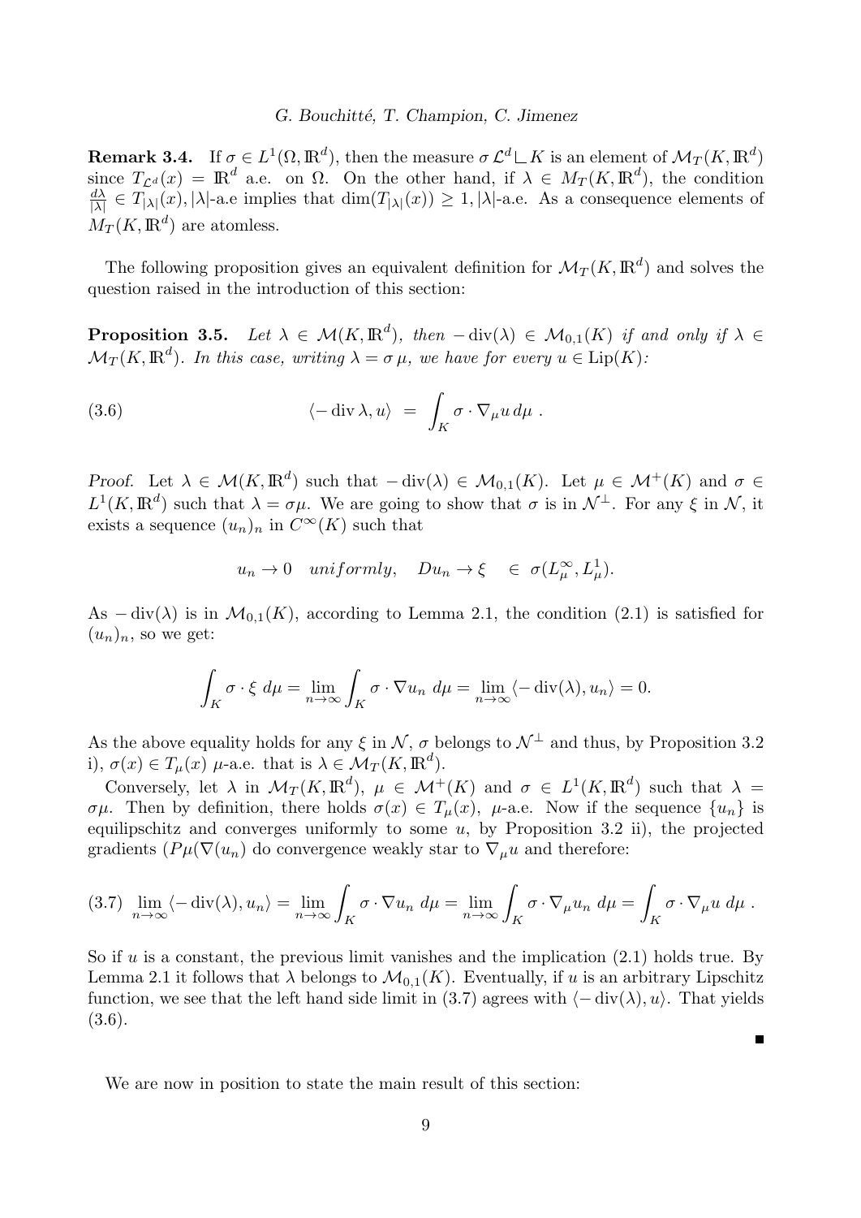**Remark 3.4.** If $\sigma \in L^1(\Omega, \mathbb{R}^d)$, then the measure $\sigma \mathcal{L}^d \llcorner K$ is an element of $\mathcal{M}_T(K, \mathbb{R}^d)$ since $T_{\mathcal{L}^d}(x) = \mathbb{R}^d$ a.e. on $\Omega$. On the other hand, if $\lambda \in M_T(K, \mathbb{R}^d)$, the condition $\frac{d\lambda}{|\lambda|} \in T_{|\lambda|}(x), |\lambda|$-a.e implies that $\dim(T_{|\lambda|}(x)) \geq 1, |\lambda|$-a.e. As a consequence elements of $M_T(K, \mathbb{R}^d)$ are atomless.

The following proposition gives an equivalent definition for $\mathcal{M}_T(K, \mathbb{R}^d)$ and solves the question raised in the introduction of this section:

**Proposition 3.5.** *Let $\lambda \in \mathcal{M}(K, \mathbb{R}^d)$, then $-\operatorname{div}(\lambda) \in \mathcal{M}_{0,1}(K)$ if and only if $\lambda \in \mathcal{M}_T(K, \mathbb{R}^d)$. In this case, writing $\lambda = \sigma \mu$, we have for every $u \in \operatorname{Lip}(K)$:*

$$\langle -\operatorname{div} \lambda, u\rangle \;=\; \int_K \sigma \cdot \nabla_\mu u \, d\mu \;. \tag{3.6}$$

*Proof.* Let $\lambda \in \mathcal{M}(K, \mathbb{R}^d)$ such that $-\operatorname{div}(\lambda) \in \mathcal{M}_{0,1}(K)$. Let $\mu \in \mathcal{M}^+(K)$ and $\sigma \in L^1(K, \mathbb{R}^d)$ such that $\lambda = \sigma\mu$. We are going to show that $\sigma$ is in $\mathcal{N}^\perp$. For any $\xi$ in $\mathcal{N}$, it exists a sequence $(u_n)_n$ in $C^\infty(K)$ such that

$$u_n \to 0 \quad uniformly, \quad Du_n \to \xi \quad \in \ \sigma(L^\infty_\mu, L^1_\mu).$$

As $-\operatorname{div}(\lambda)$ is in $\mathcal{M}_{0,1}(K)$, according to Lemma 2.1, the condition (2.1) is satisfied for $(u_n)_n$, so we get:

$$\int_K \sigma \cdot \xi \; d\mu = \lim_{n\to\infty} \int_K \sigma \cdot \nabla u_n \; d\mu = \lim_{n\to\infty} \langle -\operatorname{div}(\lambda), u_n\rangle = 0.$$

As the above equality holds for any $\xi$ in $\mathcal{N}$, $\sigma$ belongs to $\mathcal{N}^\perp$ and thus, by Proposition 3.2 i), $\sigma(x) \in T_\mu(x)$ $\mu$-a.e. that is $\lambda \in \mathcal{M}_T(K, \mathbb{R}^d)$.

Conversely, let $\lambda$ in $\mathcal{M}_T(K, \mathbb{R}^d)$, $\mu \in \mathcal{M}^+(K)$ and $\sigma \in L^1(K, \mathbb{R}^d)$ such that $\lambda = \sigma\mu$. Then by definition, there holds $\sigma(x) \in T_\mu(x)$, $\mu$-a.e. Now if the sequence $\{u_n\}$ is equilipschitz and converges uniformly to some $u$, by Proposition 3.2 ii), the projected gradients $(P\mu(\nabla(u_n))$ do convergence weakly star to $\nabla_\mu u$ and therefore:

$$\lim_{n\to\infty} \langle -\operatorname{div}(\lambda), u_n\rangle = \lim_{n\to\infty} \int_K \sigma \cdot \nabla u_n \; d\mu = \lim_{n\to\infty} \int_K \sigma \cdot \nabla_\mu u_n \; d\mu = \int_K \sigma \cdot \nabla_\mu u \; d\mu \;. \tag{3.7}$$

So if $u$ is a constant, the previous limit vanishes and the implication (2.1) holds true. By Lemma 2.1 it follows that $\lambda$ belongs to $\mathcal{M}_{0,1}(K)$. Eventually, if $u$ is an arbitrary Lipschitz function, we see that the left hand side limit in (3.7) agrees with $\langle -\operatorname{div}(\lambda), u\rangle$. That yields (3.6). ■

We are now in position to state the main result of this section: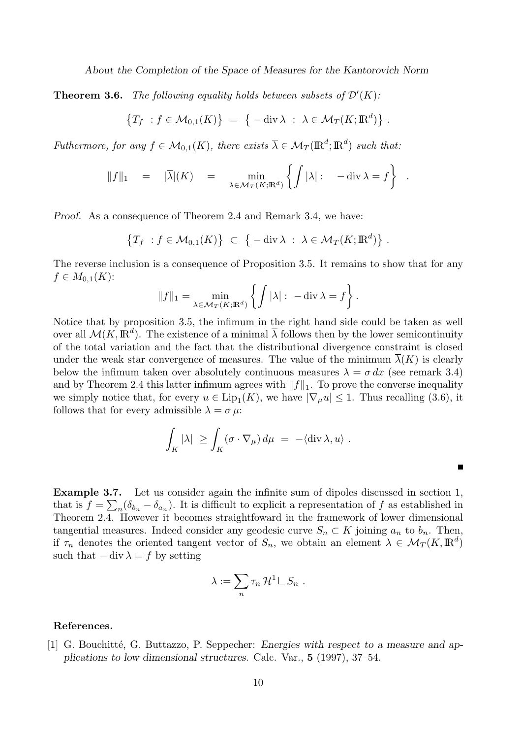**Theorem 3.6.** *The following equality holds between subsets of $\mathcal{D}'(K)$:*

$$\left\{ T_f \ : f \in \mathcal{M}_{0,1}(K) \right\} \ = \ \left\{ -\operatorname{div} \lambda \ : \ \lambda \in \mathcal{M}_T(K; \mathbb{R}^d) \right\} \, .$$

*Futhermore, for any $f \in \mathcal{M}_{0,1}(K)$, there exists $\overline{\lambda} \in \mathcal{M}_T(\mathbb{R}^d; \mathbb{R}^d)$ such that:*

$$\|f\|_1 \quad = \quad |\overline{\lambda}|(K) \quad = \quad \min_{\lambda \in \mathcal{M}_T(K; \mathbb{R}^d)} \left\{ \int |\lambda| : \quad -\operatorname{div} \lambda = f \right\} \quad .$$

*Proof.* As a consequence of Theorem 2.4 and Remark 3.4, we have:

$$\left\{ T_f \ : f \in \mathcal{M}_{0,1}(K) \right\} \ \subset \ \left\{ -\operatorname{div} \lambda \ : \ \lambda \in \mathcal{M}_T(K; \mathbb{R}^d) \right\} \, .$$

The reverse inclusion is a consequence of Proposition 3.5. It remains to show that for any $f \in M_{0,1}(K)$:

$$\|f\|_1 = \min_{\lambda \in \mathcal{M}_T(K; \mathbb{R}^d)} \left\{ \int |\lambda| : \ -\operatorname{div} \lambda = f \right\} .$$

Notice that by proposition 3.5, the infimum in the right hand side could be taken as well over all $\mathcal{M}(K, \mathbb{R}^d)$. The existence of a minimal $\overline{\lambda}$ follows then by the lower semicontinuity of the total variation and the fact that the distributional divergence constraint is closed under the weak star convergence of measures. The value of the minimum $\overline{\lambda}(K)$ is clearly below the infimum taken over absolutely continuous measures $\lambda = \sigma \, dx$ (see remark 3.4) and by Theorem 2.4 this latter infimum agrees with $\|f\|_1$. To prove the converse inequality we simply notice that, for every $u \in \operatorname{Lip}_1(K)$, we have $|\nabla_\mu u| \leq 1$. Thus recalling (3.6), it follows that for every admissible $\lambda = \sigma \, \mu$:

$$\int_K |\lambda| \ \geq \int_K (\sigma \cdot \nabla_\mu) \, d\mu \ = \ -\langle \operatorname{div} \lambda, u \rangle \ .$$

■

**Example 3.7.** Let us consider again the infinite sum of dipoles discussed in section 1, that is $f = \sum_n (\delta_{b_n} - \delta_{a_n})$. It is difficult to explicit a representation of $f$ as established in Theorem 2.4. However it becomes straightfoward in the framework of lower dimensional tangential measures. Indeed consider any geodesic curve $S_n \subset K$ joining $a_n$ to $b_n$. Then, if $\tau_n$ denotes the oriented tangent vector of $S_n$, we obtain an element $\lambda \in \mathcal{M}_T(K, \mathbb{R}^d)$ such that $-\operatorname{div} \lambda = f$ by setting

$$\lambda := \sum_n \tau_n \, \mathcal{H}^1 \llcorner S_n \ .$$

**References.**

[1] G. Bouchitté, G. Buttazzo, P. Seppecher: *Energies with respect to a measure and applications to low dimensional structures.* Calc. Var., **5** (1997), 37–54.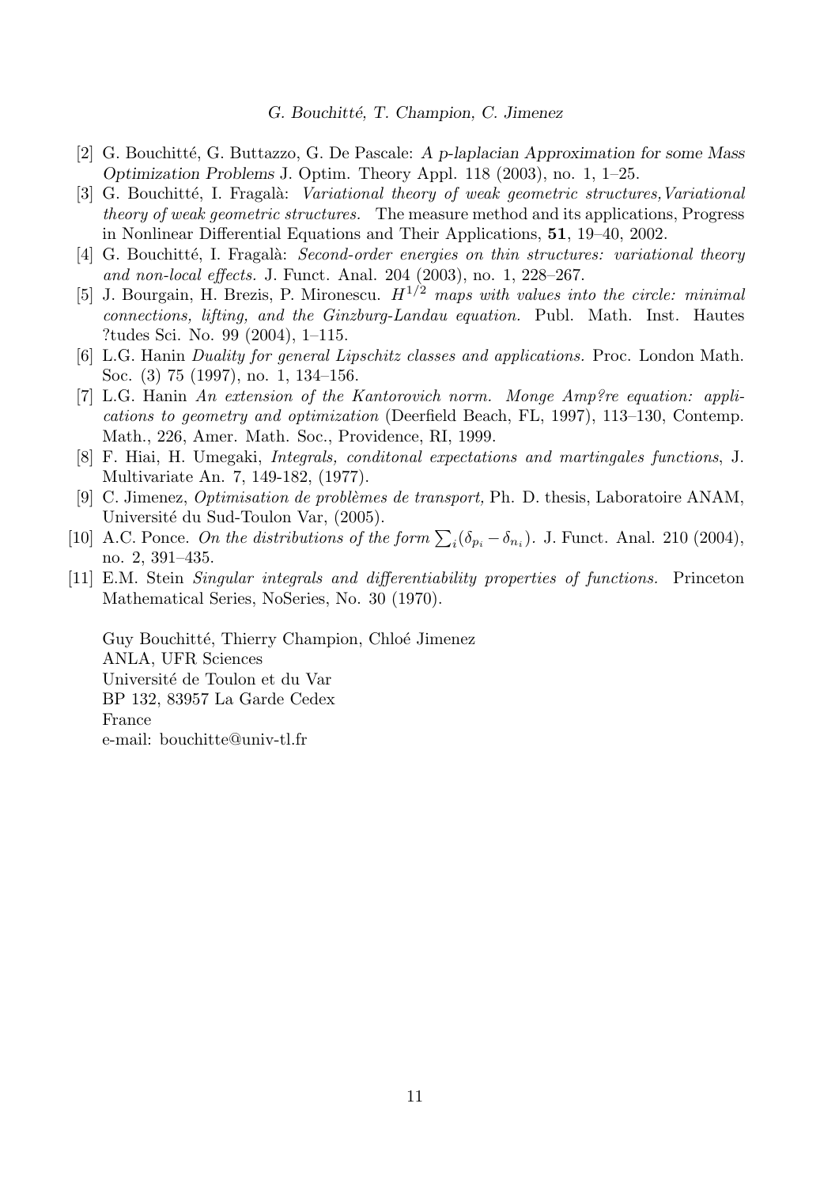[2] G. Bouchitté, G. Buttazzo, G. De Pascale: *A p-laplacian Approximation for some Mass Optimization Problems* J. Optim. Theory Appl. 118 (2003), no. 1, 1–25.

[3] G. Bouchitté, I. Fragalà: *Variational theory of weak geometric structures,Variational theory of weak geometric structures.* The measure method and its applications, Progress in Nonlinear Differential Equations and Their Applications, **51**, 19–40, 2002.

[4] G. Bouchitté, I. Fragalà: *Second-order energies on thin structures: variational theory and non-local effects.* J. Funct. Anal. 204 (2003), no. 1, 228–267.

[5] J. Bourgain, H. Brezis, P. Mironescu. *$H^{1/2}$ maps with values into the circle: minimal connections, lifting, and the Ginzburg-Landau equation.* Publ. Math. Inst. Hautes ?tudes Sci. No. 99 (2004), 1–115.

[6] L.G. Hanin *Duality for general Lipschitz classes and applications.* Proc. London Math. Soc. (3) 75 (1997), no. 1, 134–156.

[7] L.G. Hanin *An extension of the Kantorovich norm. Monge Amp?re equation: applications to geometry and optimization* (Deerfield Beach, FL, 1997), 113–130, Contemp. Math., 226, Amer. Math. Soc., Providence, RI, 1999.

[8] F. Hiai, H. Umegaki, *Integrals, conditonal expectations and martingales functions*, J. Multivariate An. 7, 149-182, (1977).

[9] C. Jimenez, *Optimisation de problèmes de transport,* Ph. D. thesis, Laboratoire ANAM, Université du Sud-Toulon Var, (2005).

[10] A.C. Ponce. *On the distributions of the form $\sum_i(\delta_{p_i} - \delta_{n_i})$.* J. Funct. Anal. 210 (2004), no. 2, 391–435.

[11] E.M. Stein *Singular integrals and differentiability properties of functions.* Princeton Mathematical Series, NoSeries, No. 30 (1970).

Guy Bouchitté, Thierry Champion, Chloé Jimenez
ANLA, UFR Sciences
Université de Toulon et du Var
BP 132, 83957 La Garde Cedex
France
e-mail: bouchitte@univ-tl.fr